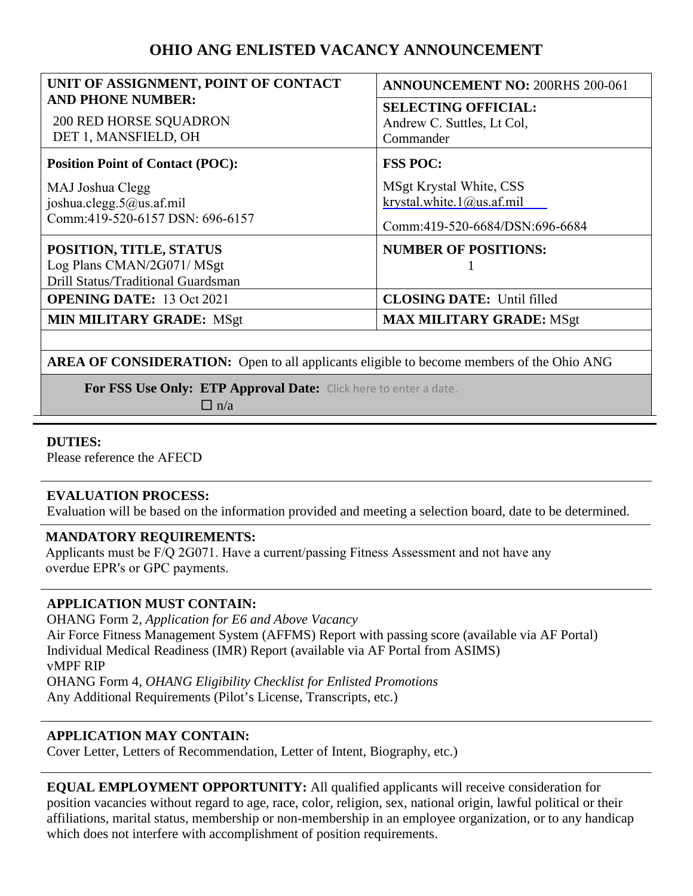# OHIO ANG ENLISTED VACANCY ANNOUNCEMENT

| **UNIT OF ASSIGNMENT, POINT OF CONTACT AND PHONE NUMBER:**<br>200 RED HORSE SQUADRON<br>DET 1, MANSFIELD, OH | **ANNOUNCEMENT NO:** 200RHS 200-061<br>**SELECTING OFFICIAL:**<br>Andrew C. Suttles, Lt Col, Commander |
|---|---|
| **Position Point of Contact (POC):**<br>MAJ Joshua Clegg<br>joshua.clegg.5@us.af.mil<br>Comm:419-520-6157 DSN: 696-6157 | **FSS POC:**<br>MSgt Krystal White, CSS<br>krystal.white.1@us.af.mil<br>Comm:419-520-6684/DSN:696-6684 |
| **POSITION, TITLE, STATUS**<br>Log Plans CMAN/2G071/ MSgt<br>Drill Status/Traditional Guardsman | **NUMBER OF POSITIONS:**<br>1 |
| **OPENING DATE:** 13 Oct 2021 | **CLOSING DATE:** Until filled |
| **MIN MILITARY GRADE:** MSgt | **MAX MILITARY GRADE:** MSgt |

**AREA OF CONSIDERATION:** Open to all applicants eligible to become members of the Ohio ANG

**For FSS Use Only: ETP Approval Date:** Click here to enter a date.
☐ n/a

**DUTIES:**
Please reference the AFECD

**EVALUATION PROCESS:**
Evaluation will be based on the information provided and meeting a selection board, date to be determined.

**MANDATORY REQUIREMENTS:**
Applicants must be F/Q 2G071. Have a current/passing Fitness Assessment and not have any overdue EPR's or GPC payments.

**APPLICATION MUST CONTAIN:**
OHANG Form 2, *Application for E6 and Above Vacancy*
Air Force Fitness Management System (AFFMS) Report with passing score (available via AF Portal)
Individual Medical Readiness (IMR) Report (available via AF Portal from ASIMS)
vMPF RIP
OHANG Form 4, *OHANG Eligibility Checklist for Enlisted Promotions*
Any Additional Requirements (Pilot's License, Transcripts, etc.)

**APPLICATION MAY CONTAIN:**
Cover Letter, Letters of Recommendation, Letter of Intent, Biography, etc.)

**EQUAL EMPLOYMENT OPPORTUNITY:** All qualified applicants will receive consideration for position vacancies without regard to age, race, color, religion, sex, national origin, lawful political or their affiliations, marital status, membership or non-membership in an employee organization, or to any handicap which does not interfere with accomplishment of position requirements.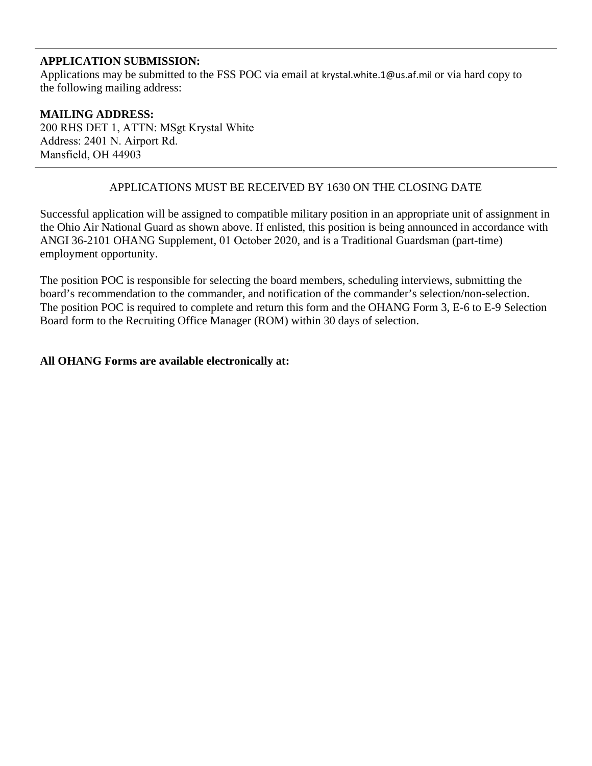**APPLICATION SUBMISSION:**
Applications may be submitted to the FSS POC via email at krystal.white.1@us.af.mil or via hard copy to the following mailing address:

**MAILING ADDRESS:**
200 RHS DET 1, ATTN: MSgt Krystal White
Address: 2401 N. Airport Rd.
Mansfield, OH 44903

APPLICATIONS MUST BE RECEIVED BY 1630 ON THE CLOSING DATE

Successful application will be assigned to compatible military position in an appropriate unit of assignment in the Ohio Air National Guard as shown above. If enlisted, this position is being announced in accordance with ANGI 36-2101 OHANG Supplement, 01 October 2020, and is a Traditional Guardsman (part-time) employment opportunity.

The position POC is responsible for selecting the board members, scheduling interviews, submitting the board's recommendation to the commander, and notification of the commander's selection/non-selection. The position POC is required to complete and return this form and the OHANG Form 3, E-6 to E-9 Selection Board form to the Recruiting Office Manager (ROM) within 30 days of selection.

**All OHANG Forms are available electronically at:**